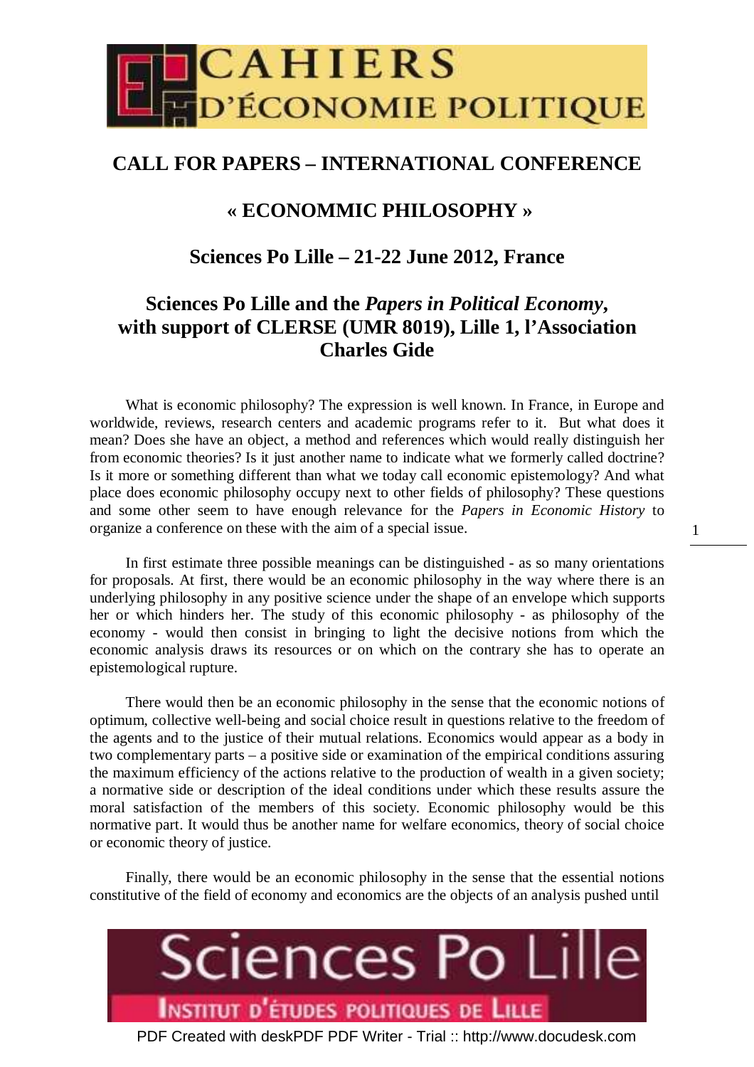# CAHIERS D'ÉCONOMIE POLITIQUE

## CALL FOR PAPERS – INTERNATIONAL CONFERENCE

## « ECONOMMIC PHILOSOPHY »

## Sciences Po Lille – 21-22 June 2012, France

## Sciences Po Lille and the *Papers in Political Economy*, with support of CLERSE (UMR 8019), Lille 1, l'Association Charles Gide

What is economic philosophy? The expression is well known. In France, in Europe and worldwide, reviews, research centers and academic programs refer to it. But what does it mean? Does she have an object, a method and references which would really distinguish her from economic theories? Is it just another name to indicate what we formerly called doctrine? Is it more or something different than what we today call economic epistemology? And what place does economic philosophy occupy next to other fields of philosophy? These questions and some other seem to have enough relevance for the *Papers in Economic History* to organize a conference on these with the aim of a special issue.

In first estimate three possible meanings can be distinguished - as so many orientations for proposals. At first, there would be an economic philosophy in the way where there is an underlying philosophy in any positive science under the shape of an envelope which supports her or which hinders her. The study of this economic philosophy - as philosophy of the economy - would then consist in bringing to light the decisive notions from which the economic analysis draws its resources or on which on the contrary she has to operate an epistemological rupture.

There would then be an economic philosophy in the sense that the economic notions of optimum, collective well-being and social choice result in questions relative to the freedom of the agents and to the justice of their mutual relations. Economics would appear as a body in two complementary parts – a positive side or examination of the empirical conditions assuring the maximum efficiency of the actions relative to the production of wealth in a given society; a normative side or description of the ideal conditions under which these results assure the moral satisfaction of the members of this society. Economic philosophy would be this normative part. It would thus be another name for welfare economics, theory of social choice or economic theory of justice.

Finally, there would be an economic philosophy in the sense that the essential notions constitutive of the field of economy and economics are the objects of an analysis pushed until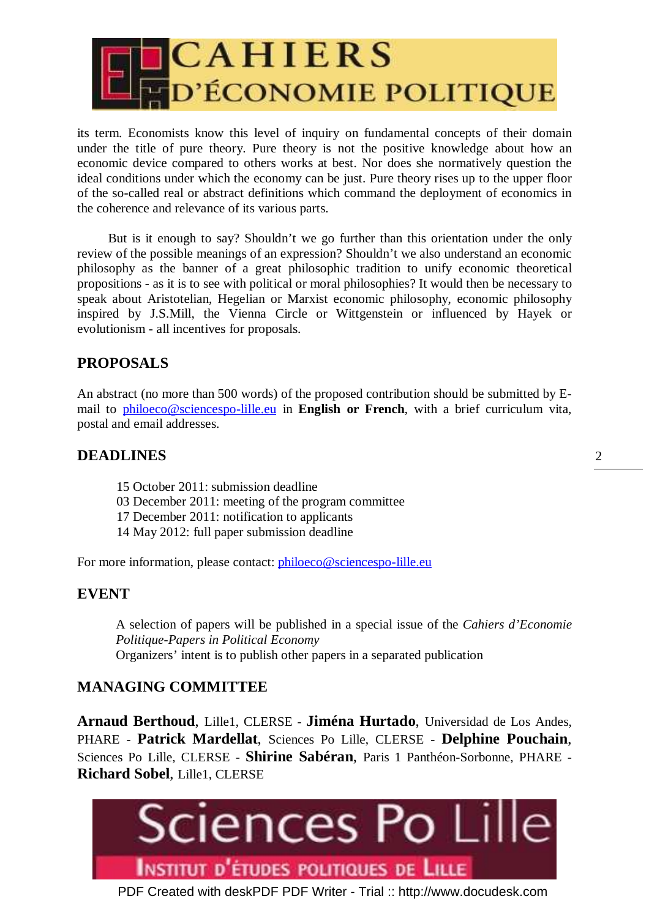its term. Economists know this level of inquiry on fundamental concepts of their domain under the title of pure theory. Pure theory is not the positive knowledge about how an economic device compared to others works at best. Nor does she normatively question the ideal conditions under which the economy can be just. Pure theory rises up to the upper floor of the so-called real or abstract definitions which command the deployment of economics in the coherence and relevance of its various parts.

But is it enough to say? Shouldn't we go further than this orientation under the only review of the possible meanings of an expression? Shouldn't we also understand an economic philosophy as the banner of a great philosophic tradition to unify economic theoretical propositions - as it is to see with political or moral philosophies? It would then be necessary to speak about Aristotelian, Hegelian or Marxist economic philosophy, economic philosophy inspired by J.S.Mill, the Vienna Circle or Wittgenstein or influenced by Hayek or evolutionism - all incentives for proposals.

## PROPOSALS

An abstract (no more than 500 words) of the proposed contribution should be submitted by E-mail to philoeco@sciencespo-lille.eu in **English or French**, with a brief curriculum vita, postal and email addresses.

## DEADLINES

15 October 2011: submission deadline
03 December 2011: meeting of the program committee
17 December 2011: notification to applicants
14 May 2012: full paper submission deadline

For more information, please contact: philoeco@sciencespo-lille.eu

## EVENT

A selection of papers will be published in a special issue of the *Cahiers d'Economie Politique-Papers in Political Economy*
Organizers' intent is to publish other papers in a separated publication

## MANAGING COMMITTEE

**Arnaud Berthoud**, Lille1, CLERSE - **Jiména Hurtado**, Universidad de Los Andes, PHARE - **Patrick Mardellat**, Sciences Po Lille, CLERSE - **Delphine Pouchain**, Sciences Po Lille, CLERSE - **Shirine Sabéran**, Paris 1 Panthéon-Sorbonne, PHARE - **Richard Sobel**, Lille1, CLERSE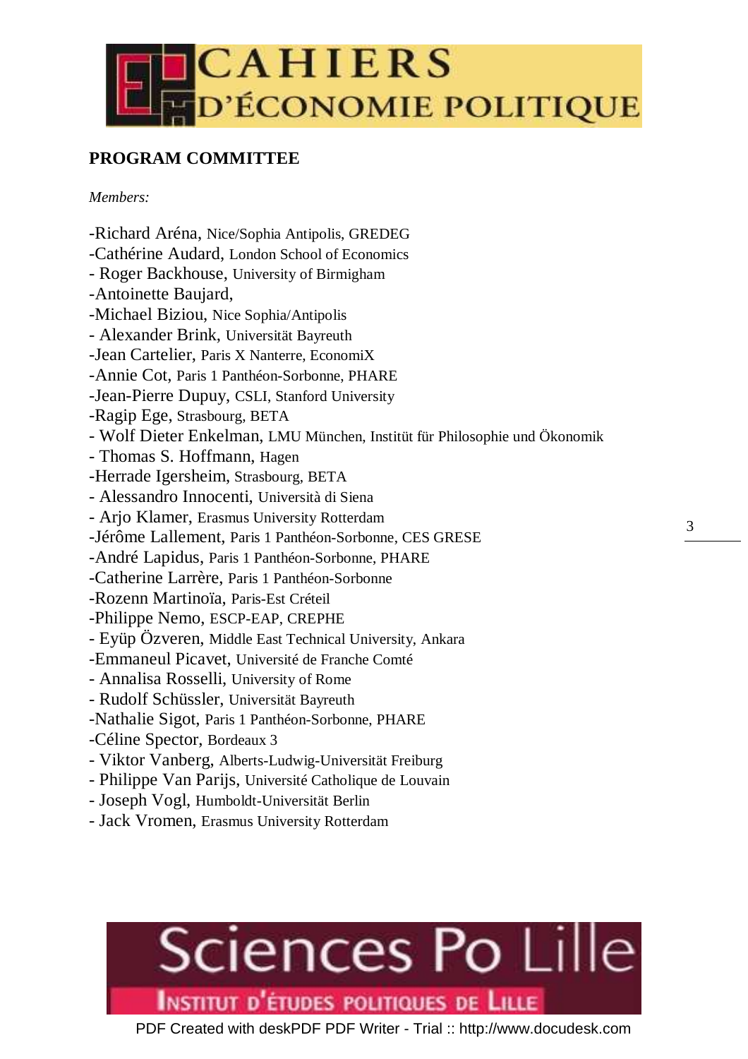# CAHIERS D'ÉCONOMIE POLITIQUE

## PROGRAM COMMITTEE

*Members:*

-Richard Aréna, Nice/Sophia Antipolis, GREDEG
-Cathérine Audard, London School of Economics
- Roger Backhouse, University of Birmigham
-Antoinette Baujard,
-Michael Biziou, Nice Sophia/Antipolis
- Alexander Brink, Universität Bayreuth
-Jean Cartelier, Paris X Nanterre, EconomiX
-Annie Cot, Paris 1 Panthéon-Sorbonne, PHARE
-Jean-Pierre Dupuy, CSLI, Stanford University
-Ragip Ege, Strasbourg, BETA
- Wolf Dieter Enkelman, LMU München, Institüt für Philosophie und Ökonomik
- Thomas S. Hoffmann, Hagen
-Herrade Igersheim, Strasbourg, BETA
- Alessandro Innocenti, Università di Siena
- Arjo Klamer, Erasmus University Rotterdam
-Jérôme Lallement, Paris 1 Panthéon-Sorbonne, CES GRESE
-André Lapidus, Paris 1 Panthéon-Sorbonne, PHARE
-Catherine Larrère, Paris 1 Panthéon-Sorbonne
-Rozenn Martinoïa, Paris-Est Créteil
-Philippe Nemo, ESCP-EAP, CREPHE
- Eyüp Özveren, Middle East Technical University, Ankara
-Emmaneul Picavet, Université de Franche Comté
- Annalisa Rosselli, University of Rome
- Rudolf Schüssler, Universität Bayreuth
-Nathalie Sigot, Paris 1 Panthéon-Sorbonne, PHARE
-Céline Spector, Bordeaux 3
- Viktor Vanberg, Alberts-Ludwig-Universität Freiburg
- Philippe Van Parijs, Université Catholique de Louvain
- Joseph Vogl, Humboldt-Universität Berlin
- Jack Vromen, Erasmus University Rotterdam

Sciences Po Lille

INSTITUT D'ÉTUDES POLITIQUES DE LILLE